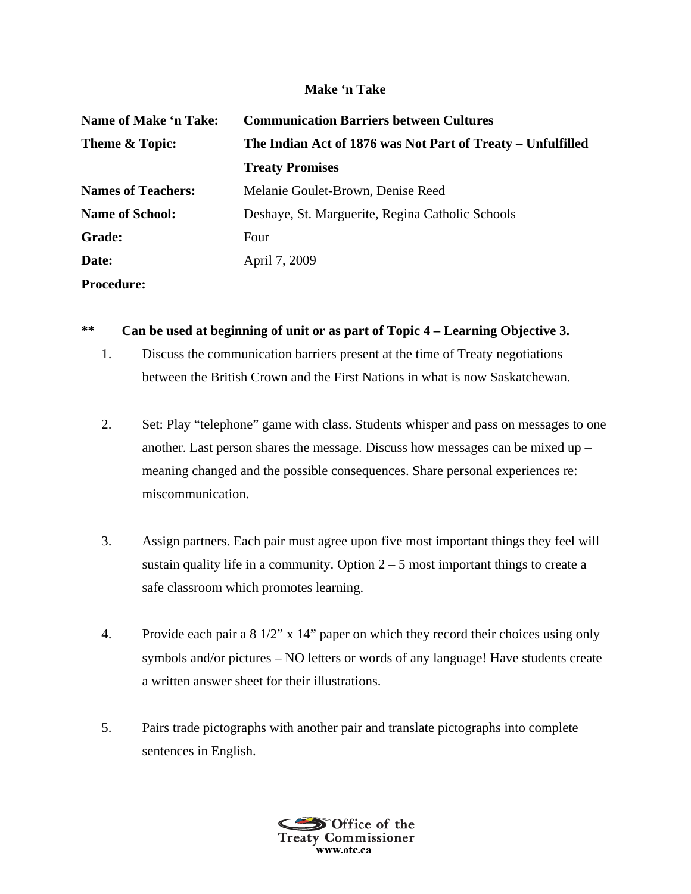# Make 'n Take

**Name of Make 'n Take:** **Communication Barriers between Cultures**

**Theme & Topic:** **The Indian Act of 1876 was Not Part of Treaty – Unfulfilled Treaty Promises**

**Names of Teachers:** Melanie Goulet-Brown, Denise Reed

**Name of School:** Deshaye, St. Marguerite, Regina Catholic Schools

**Grade:** Four

**Date:** April 7, 2009

**Procedure:**

**\*\* Can be used at beginning of unit or as part of Topic 4 – Learning Objective 3.**

1. Discuss the communication barriers present at the time of Treaty negotiations between the British Crown and the First Nations in what is now Saskatchewan.

2. Set: Play "telephone" game with class. Students whisper and pass on messages to one another. Last person shares the message. Discuss how messages can be mixed up – meaning changed and the possible consequences. Share personal experiences re: miscommunication.

3. Assign partners. Each pair must agree upon five most important things they feel will sustain quality life in a community. Option 2 – 5 most important things to create a safe classroom which promotes learning.

4. Provide each pair a 8 1/2" x 14" paper on which they record their choices using only symbols and/or pictures – NO letters or words of any language! Have students create a written answer sheet for their illustrations.

5. Pairs trade pictographs with another pair and translate pictographs into complete sentences in English.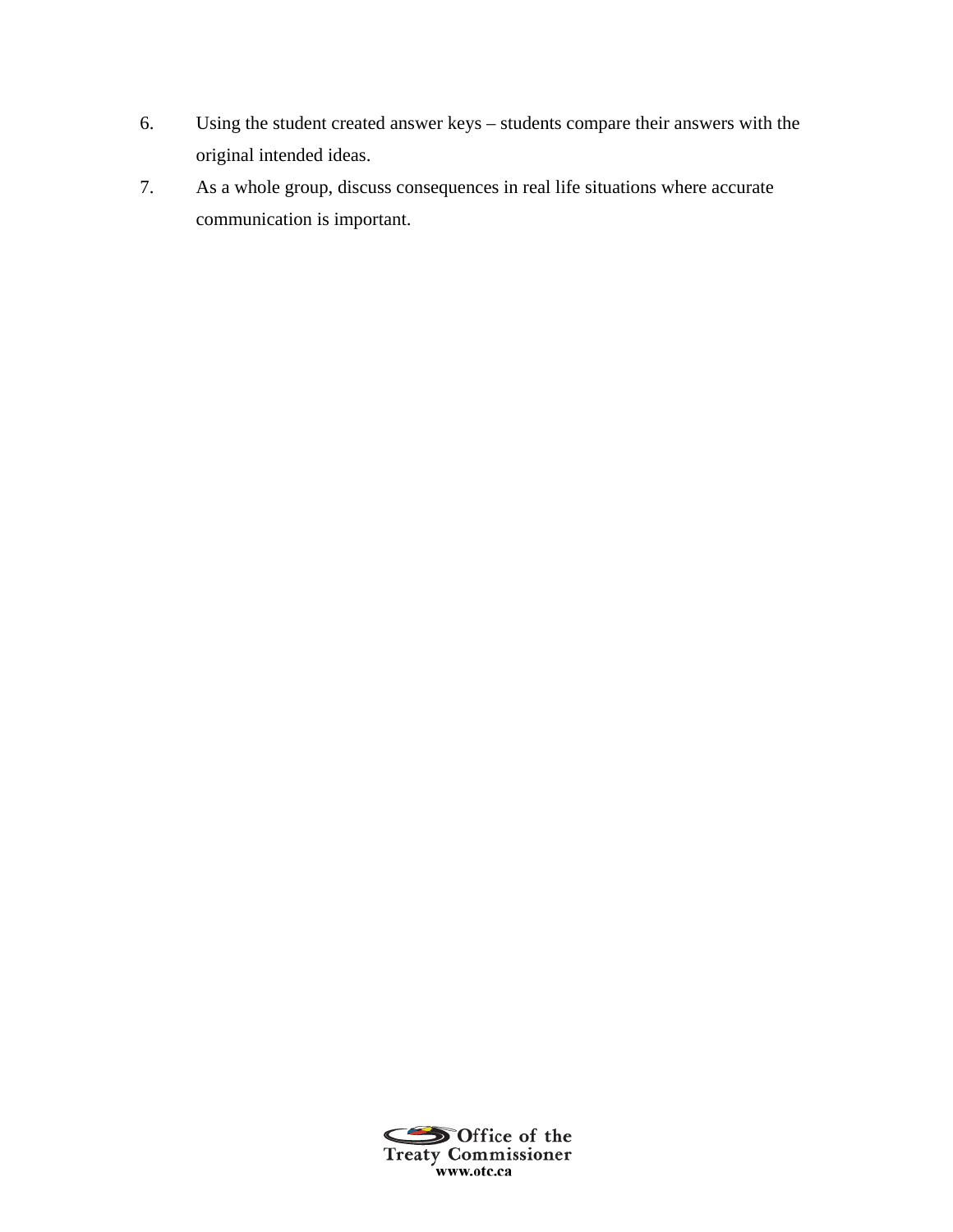6. Using the student created answer keys – students compare their answers with the original intended ideas.
7. As a whole group, discuss consequences in real life situations where accurate communication is important.